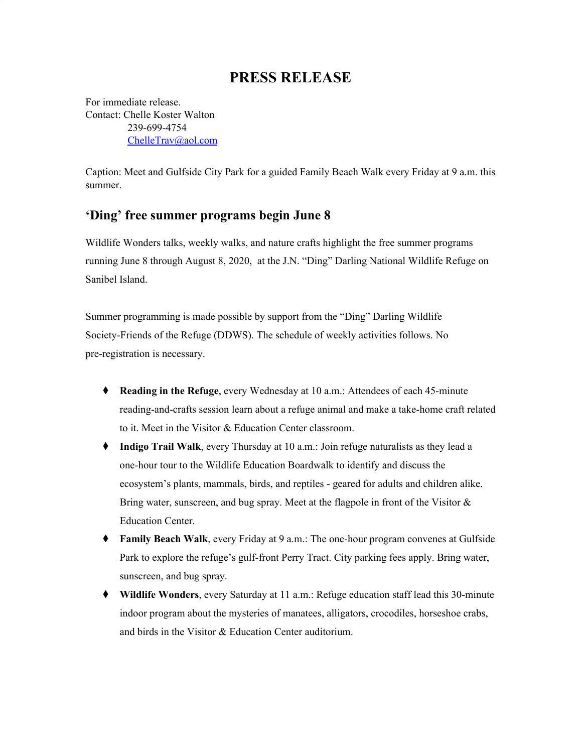# PRESS RELEASE

For immediate release.
Contact: Chelle Koster Walton
239-699-4754
ChelleTrav@aol.com

Caption: Meet and Gulfside City Park for a guided Family Beach Walk every Friday at 9 a.m. this summer.

## ‘Ding’ free summer programs begin June 8

Wildlife Wonders talks, weekly walks, and nature crafts highlight the free summer programs running June 8 through August 8, 2020, at the J.N. “Ding” Darling National Wildlife Refuge on Sanibel Island.

Summer programming is made possible by support from the “Ding” Darling Wildlife Society-Friends of the Refuge (DDWS). The schedule of weekly activities follows. No pre-registration is necessary.

- **Reading in the Refuge**, every Wednesday at 10 a.m.: Attendees of each 45-minute reading-and-crafts session learn about a refuge animal and make a take-home craft related to it. Meet in the Visitor & Education Center classroom.
- **Indigo Trail Walk**, every Thursday at 10 a.m.: Join refuge naturalists as they lead a one-hour tour to the Wildlife Education Boardwalk to identify and discuss the ecosystem’s plants, mammals, birds, and reptiles - geared for adults and children alike. Bring water, sunscreen, and bug spray. Meet at the flagpole in front of the Visitor & Education Center.
- **Family Beach Walk**, every Friday at 9 a.m.: The one-hour program convenes at Gulfside Park to explore the refuge’s gulf-front Perry Tract. City parking fees apply. Bring water, sunscreen, and bug spray.
- **Wildlife Wonders**, every Saturday at 11 a.m.: Refuge education staff lead this 30-minute indoor program about the mysteries of manatees, alligators, crocodiles, horseshoe crabs, and birds in the Visitor & Education Center auditorium.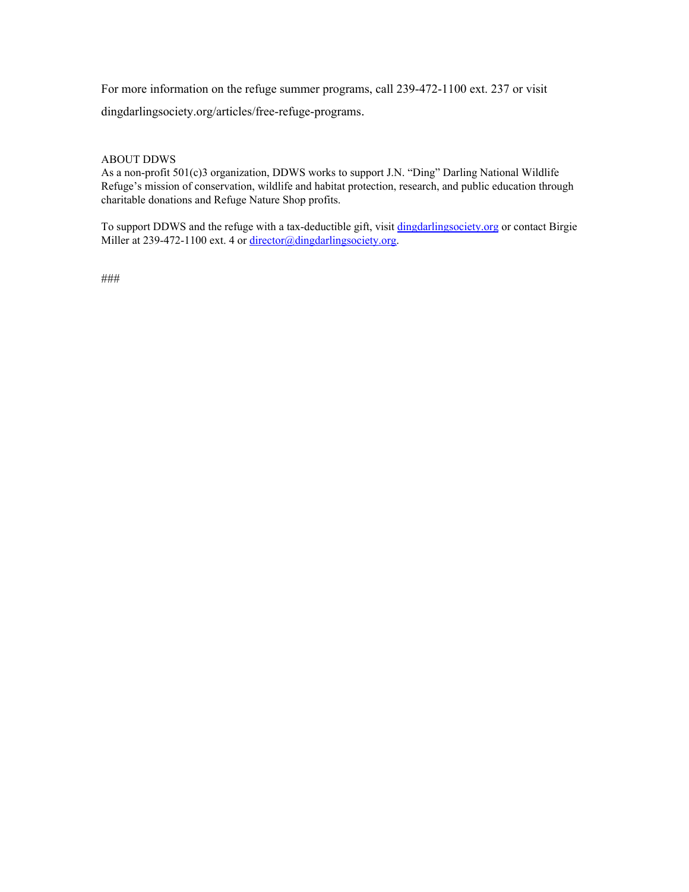For more information on the refuge summer programs, call 239-472-1100 ext. 237 or visit dingdarlingsociety.org/articles/free-refuge-programs.

ABOUT DDWS

As a non-profit 501(c)3 organization, DDWS works to support J.N. "Ding" Darling National Wildlife Refuge's mission of conservation, wildlife and habitat protection, research, and public education through charitable donations and Refuge Nature Shop profits.

To support DDWS and the refuge with a tax-deductible gift, visit dingdarlingsociety.org or contact Birgie Miller at 239-472-1100 ext. 4 or director@dingdarlingsociety.org.

###